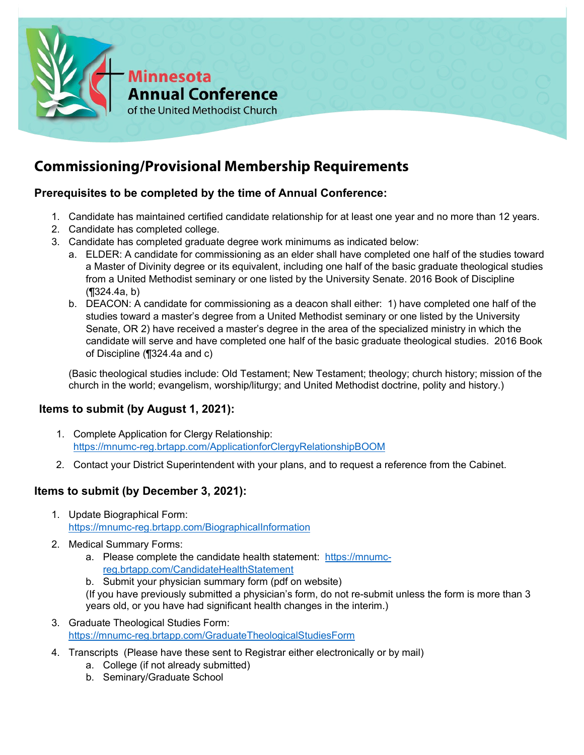Minnesota Annual Conference of the United Methodist Church

# Commissioning/Provisional Membership Requirements

### Prerequisites to be completed by the time of Annual Conference:

1. Candidate has maintained certified candidate relationship for at least one year and no more than 12 years.
2. Candidate has completed college.
3. Candidate has completed graduate degree work minimums as indicated below:
   a. ELDER: A candidate for commissioning as an elder shall have completed one half of the studies toward a Master of Divinity degree or its equivalent, including one half of the basic graduate theological studies from a United Methodist seminary or one listed by the University Senate. 2016 Book of Discipline (¶324.4a, b)
   b. DEACON: A candidate for commissioning as a deacon shall either: 1) have completed one half of the studies toward a master's degree from a United Methodist seminary or one listed by the University Senate, OR 2) have received a master's degree in the area of the specialized ministry in which the candidate will serve and have completed one half of the basic graduate theological studies. 2016 Book of Discipline (¶324.4a and c)

   (Basic theological studies include: Old Testament; New Testament; theology; church history; mission of the church in the world; evangelism, worship/liturgy; and United Methodist doctrine, polity and history.)

### Items to submit (by August 1, 2021):

1. Complete Application for Clergy Relationship: https://mnumc-reg.brtapp.com/ApplicationforClergyRelationshipBOOM
2. Contact your District Superintendent with your plans, and to request a reference from the Cabinet.

### Items to submit (by December 3, 2021):

1. Update Biographical Form: https://mnumc-reg.brtapp.com/BiographicalInformation
2. Medical Summary Forms:
   a. Please complete the candidate health statement: https://mnumc-reg.brtapp.com/CandidateHealthStatement
   b. Submit your physician summary form (pdf on website)
   (If you have previously submitted a physician's form, do not re-submit unless the form is more than 3 years old, or you have had significant health changes in the interim.)
3. Graduate Theological Studies Form: https://mnumc-reg.brtapp.com/GraduateTheologicalStudiesForm
4. Transcripts (Please have these sent to Registrar either electronically or by mail)
   a. College (if not already submitted)
   b. Seminary/Graduate School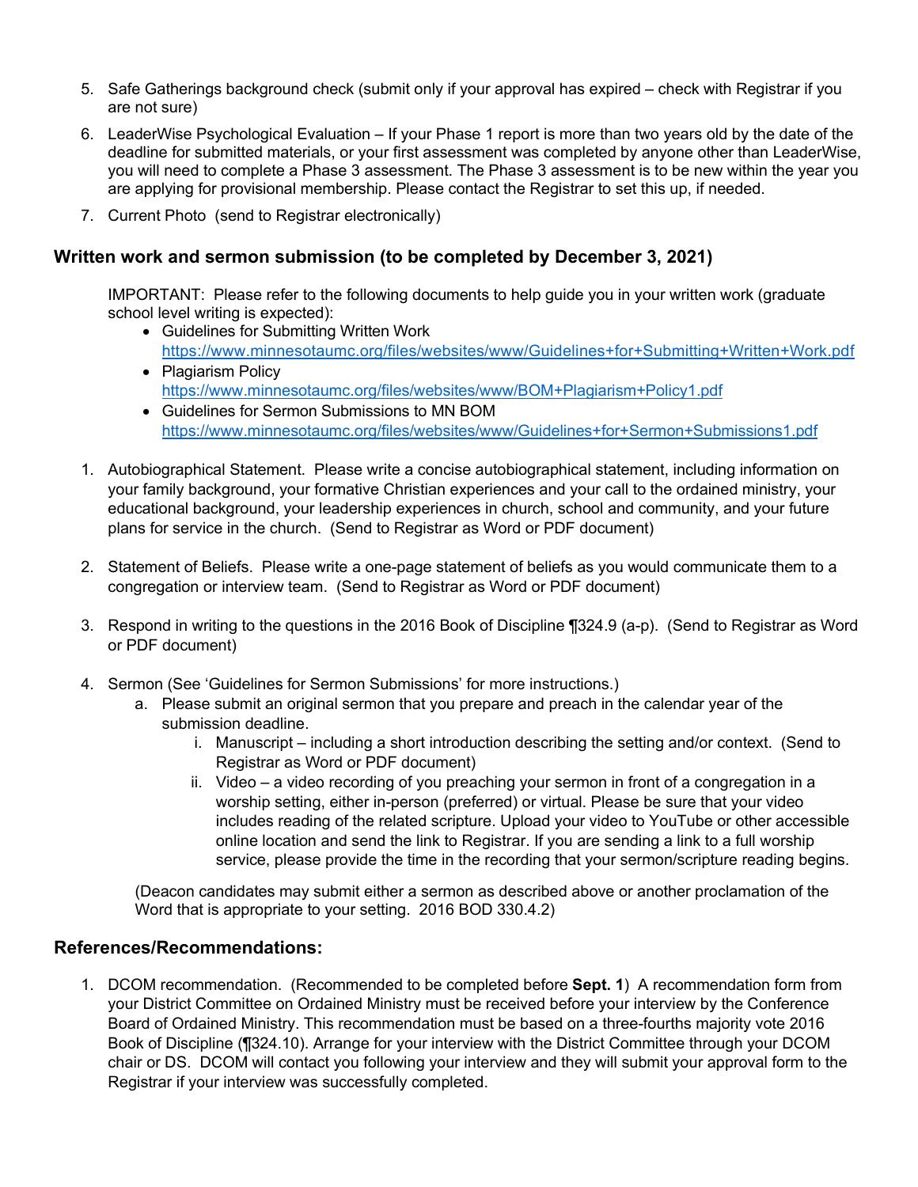5. Safe Gatherings background check (submit only if your approval has expired – check with Registrar if you are not sure)
6. LeaderWise Psychological Evaluation – If your Phase 1 report is more than two years old by the date of the deadline for submitted materials, or your first assessment was completed by anyone other than LeaderWise, you will need to complete a Phase 3 assessment. The Phase 3 assessment is to be new within the year you are applying for provisional membership. Please contact the Registrar to set this up, if needed.
7. Current Photo (send to Registrar electronically)

## Written work and sermon submission (to be completed by December 3, 2021)

IMPORTANT: Please refer to the following documents to help guide you in your written work (graduate school level writing is expected):

- Guidelines for Submitting Written Work
  https://www.minnesotaumc.org/files/websites/www/Guidelines+for+Submitting+Written+Work.pdf
- Plagiarism Policy
  https://www.minnesotaumc.org/files/websites/www/BOM+Plagiarism+Policy1.pdf
- Guidelines for Sermon Submissions to MN BOM
  https://www.minnesotaumc.org/files/websites/www/Guidelines+for+Sermon+Submissions1.pdf

1. Autobiographical Statement. Please write a concise autobiographical statement, including information on your family background, your formative Christian experiences and your call to the ordained ministry, your educational background, your leadership experiences in church, school and community, and your future plans for service in the church. (Send to Registrar as Word or PDF document)

2. Statement of Beliefs. Please write a one-page statement of beliefs as you would communicate them to a congregation or interview team. (Send to Registrar as Word or PDF document)

3. Respond in writing to the questions in the 2016 Book of Discipline ¶324.9 (a-p). (Send to Registrar as Word or PDF document)

4. Sermon (See 'Guidelines for Sermon Submissions' for more instructions.)
   a. Please submit an original sermon that you prepare and preach in the calendar year of the submission deadline.
      i. Manuscript – including a short introduction describing the setting and/or context. (Send to Registrar as Word or PDF document)
      ii. Video – a video recording of you preaching your sermon in front of a congregation in a worship setting, either in-person (preferred) or virtual. Please be sure that your video includes reading of the related scripture. Upload your video to YouTube or other accessible online location and send the link to Registrar. If you are sending a link to a full worship service, please provide the time in the recording that your sermon/scripture reading begins.

   (Deacon candidates may submit either a sermon as described above or another proclamation of the Word that is appropriate to your setting. 2016 BOD 330.4.2)

## References/Recommendations:

1. DCOM recommendation. (Recommended to be completed before **Sept. 1**) A recommendation form from your District Committee on Ordained Ministry must be received before your interview by the Conference Board of Ordained Ministry. This recommendation must be based on a three-fourths majority vote 2016 Book of Discipline (¶324.10). Arrange for your interview with the District Committee through your DCOM chair or DS. DCOM will contact you following your interview and they will submit your approval form to the Registrar if your interview was successfully completed.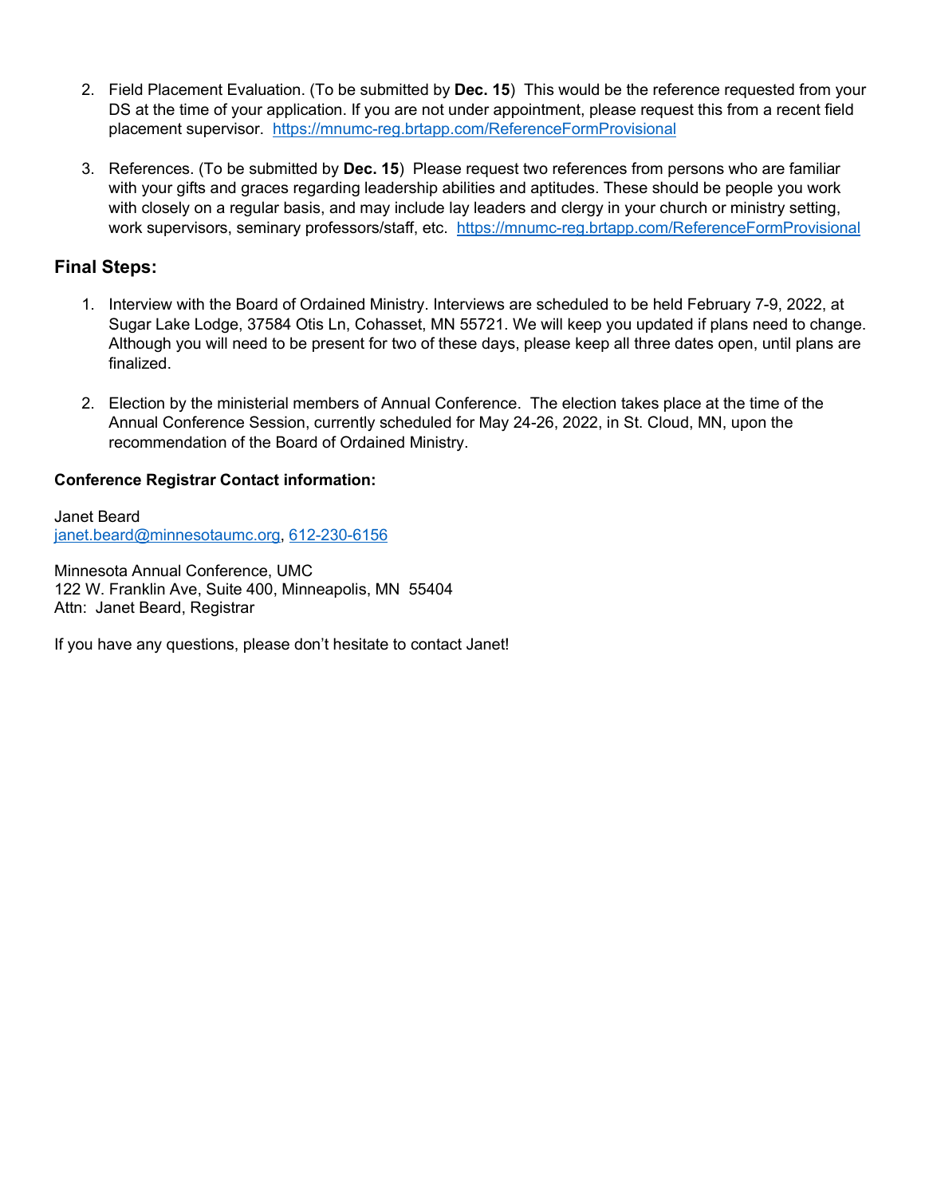2. Field Placement Evaluation. (To be submitted by **Dec. 15**) This would be the reference requested from your DS at the time of your application. If you are not under appointment, please request this from a recent field placement supervisor. https://mnumc-reg.brtapp.com/ReferenceFormProvisional

3. References. (To be submitted by **Dec. 15**) Please request two references from persons who are familiar with your gifts and graces regarding leadership abilities and aptitudes. These should be people you work with closely on a regular basis, and may include lay leaders and clergy in your church or ministry setting, work supervisors, seminary professors/staff, etc. https://mnumc-reg.brtapp.com/ReferenceFormProvisional

## Final Steps:

1. Interview with the Board of Ordained Ministry. Interviews are scheduled to be held February 7-9, 2022, at Sugar Lake Lodge, 37584 Otis Ln, Cohasset, MN 55721. We will keep you updated if plans need to change. Although you will need to be present for two of these days, please keep all three dates open, until plans are finalized.

2. Election by the ministerial members of Annual Conference. The election takes place at the time of the Annual Conference Session, currently scheduled for May 24-26, 2022, in St. Cloud, MN, upon the recommendation of the Board of Ordained Ministry.

**Conference Registrar Contact information:**

Janet Beard
janet.beard@minnesotaumc.org, 612-230-6156

Minnesota Annual Conference, UMC
122 W. Franklin Ave, Suite 400, Minneapolis, MN 55404
Attn: Janet Beard, Registrar

If you have any questions, please don't hesitate to contact Janet!